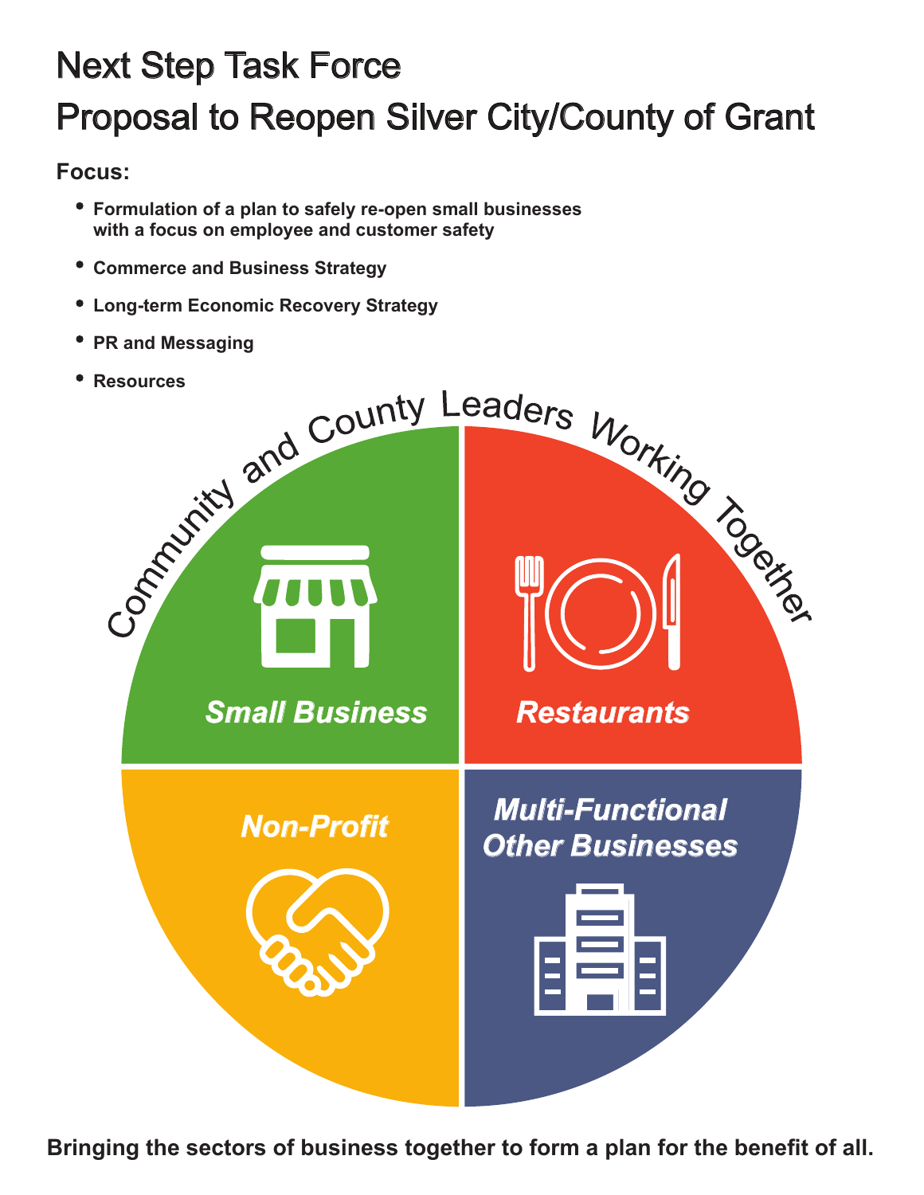# Next Step Task Force

# Proposal to Reopen Silver City/County of Grant

**Focus:**

- **Formulation of a plan to safely re-open small businesses with a focus on employee and customer safety**
- **Commerce and Business Strategy**
- **Long-term Economic Recovery Strategy**
- **PR and Messaging**
- **Resources**

Community and County Leaders Working Together

***Small Business***

***Restaurants***

***Non-Profit***

***Multi-Functional Other Businesses***

**Bringing the sectors of business together to form a plan for the benefit of all.**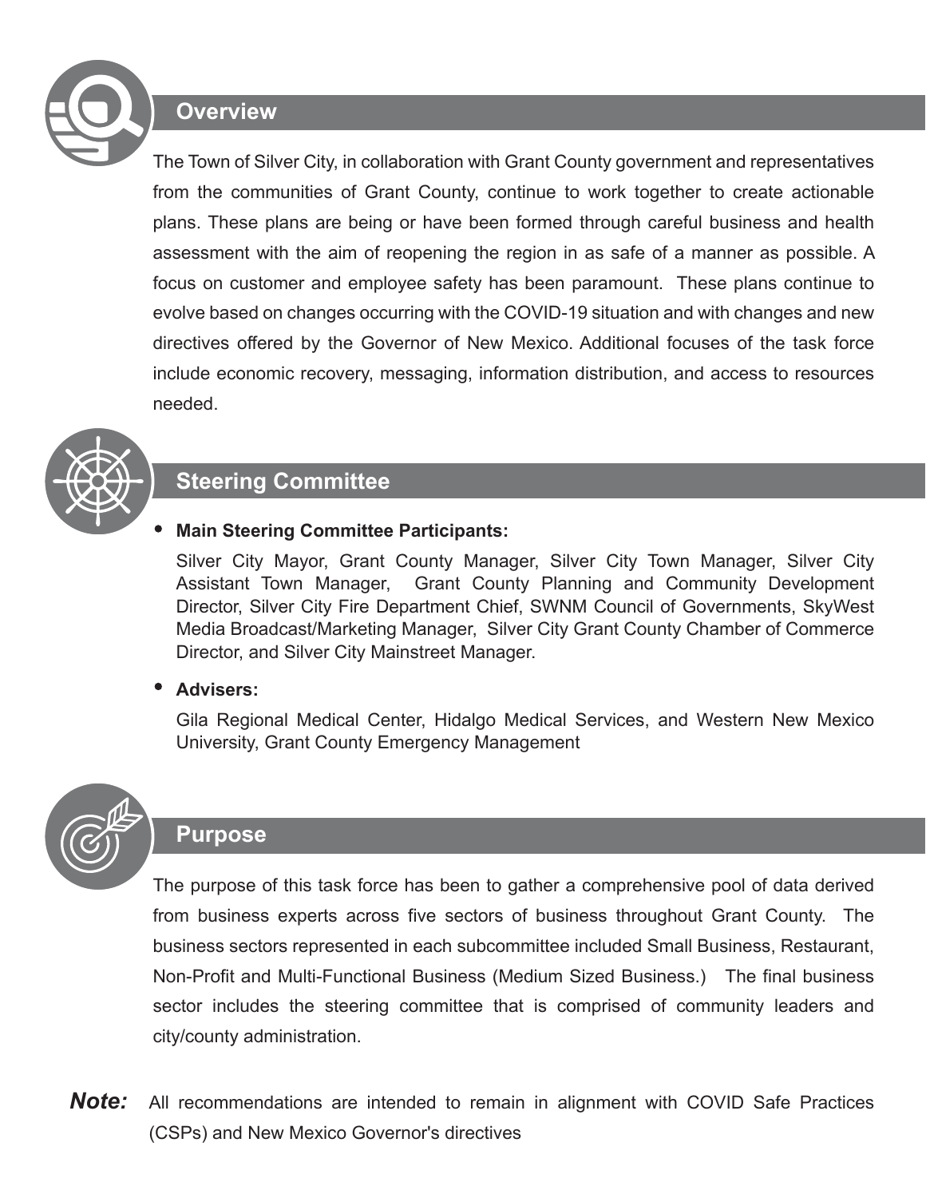## Overview

The Town of Silver City, in collaboration with Grant County government and representatives from the communities of Grant County, continue to work together to create actionable plans. These plans are being or have been formed through careful business and health assessment with the aim of reopening the region in as safe of a manner as possible. A focus on customer and employee safety has been paramount. These plans continue to evolve based on changes occurring with the COVID-19 situation and with changes and new directives offered by the Governor of New Mexico. Additional focuses of the task force include economic recovery, messaging, information distribution, and access to resources needed.

## Steering Committee

- **Main Steering Committee Participants:**

  Silver City Mayor, Grant County Manager, Silver City Town Manager, Silver City Assistant Town Manager, Grant County Planning and Community Development Director, Silver City Fire Department Chief, SWNM Council of Governments, SkyWest Media Broadcast/Marketing Manager, Silver City Grant County Chamber of Commerce Director, and Silver City Mainstreet Manager.

- **Advisers:**

  Gila Regional Medical Center, Hidalgo Medical Services, and Western New Mexico University, Grant County Emergency Management

## Purpose

The purpose of this task force has been to gather a comprehensive pool of data derived from business experts across five sectors of business throughout Grant County. The business sectors represented in each subcommittee included Small Business, Restaurant, Non-Profit and Multi-Functional Business (Medium Sized Business.) The final business sector includes the steering committee that is comprised of community leaders and city/county administration.

***Note:*** All recommendations are intended to remain in alignment with COVID Safe Practices (CSPs) and New Mexico Governor's directives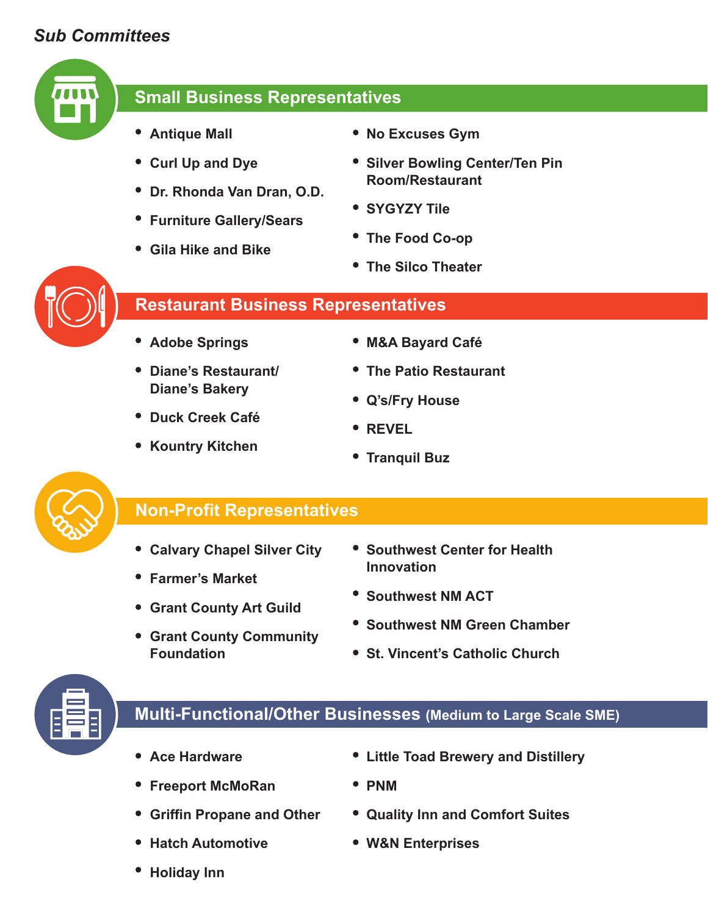*Sub Committees*

## Small Business Representatives

- Antique Mall
- Curl Up and Dye
- Dr. Rhonda Van Dran, O.D.
- Furniture Gallery/Sears
- Gila Hike and Bike
- No Excuses Gym
- Silver Bowling Center/Ten Pin Room/Restaurant
- SYGYZY Tile
- The Food Co-op
- The Silco Theater

## Restaurant Business Representatives

- Adobe Springs
- Diane's Restaurant/ Diane's Bakery
- Duck Creek Café
- Kountry Kitchen
- M&A Bayard Café
- The Patio Restaurant
- Q's/Fry House
- REVEL
- Tranquil Buz

## Non-Profit Representatives

- Calvary Chapel Silver City
- Farmer's Market
- Grant County Art Guild
- Grant County Community Foundation
- Southwest Center for Health Innovation
- Southwest NM ACT
- Southwest NM Green Chamber
- St. Vincent's Catholic Church

## Multi-Functional/Other Businesses (Medium to Large Scale SME)

- Ace Hardware
- Freeport McMoRan
- Griffin Propane and Other
- Hatch Automotive
- Holiday Inn
- Little Toad Brewery and Distillery
- PNM
- Quality Inn and Comfort Suites
- W&N Enterprises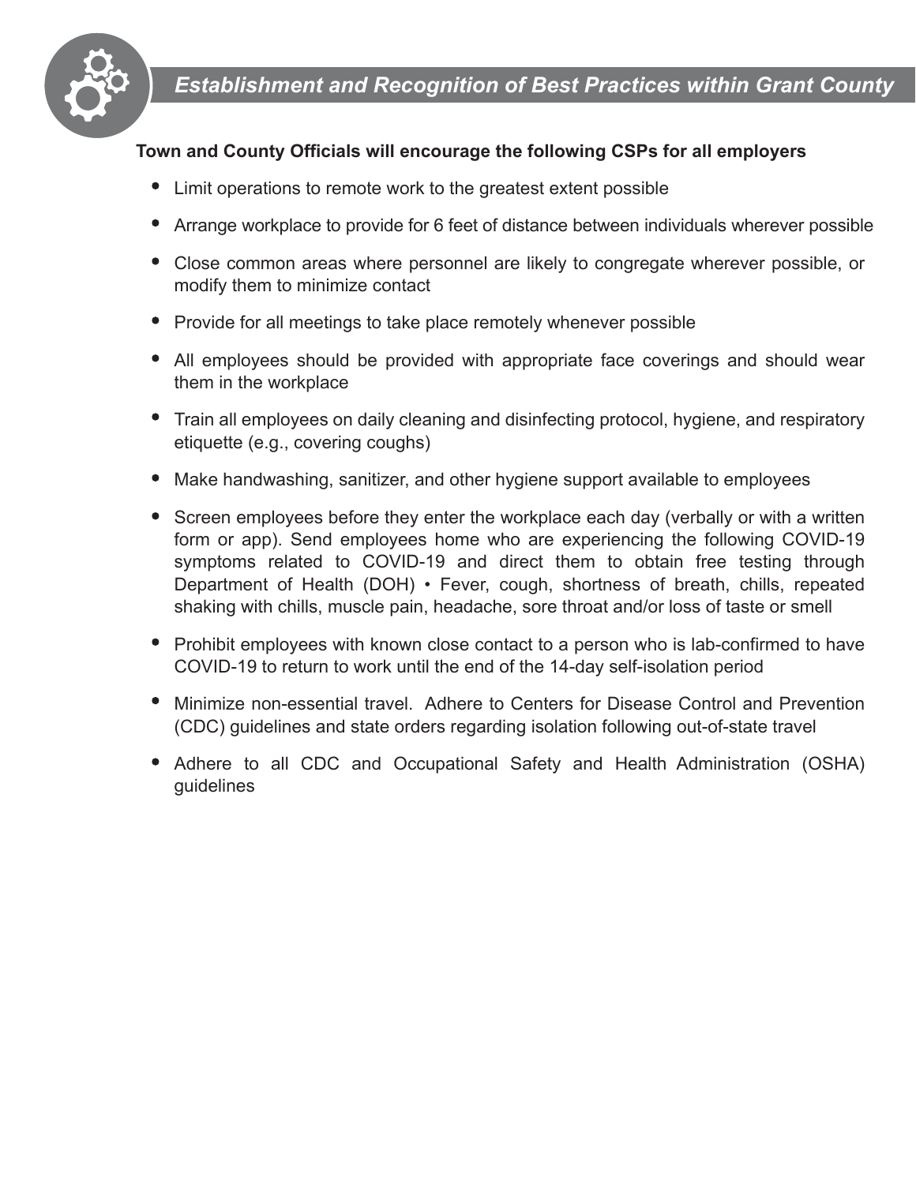## *Establishment and Recognition of Best Practices within Grant County*

**Town and County Officials will encourage the following CSPs for all employers**

- Limit operations to remote work to the greatest extent possible
- Arrange workplace to provide for 6 feet of distance between individuals wherever possible
- Close common areas where personnel are likely to congregate wherever possible, or modify them to minimize contact
- Provide for all meetings to take place remotely whenever possible
- All employees should be provided with appropriate face coverings and should wear them in the workplace
- Train all employees on daily cleaning and disinfecting protocol, hygiene, and respiratory etiquette (e.g., covering coughs)
- Make handwashing, sanitizer, and other hygiene support available to employees
- Screen employees before they enter the workplace each day (verbally or with a written form or app). Send employees home who are experiencing the following COVID-19 symptoms related to COVID-19 and direct them to obtain free testing through Department of Health (DOH) • Fever, cough, shortness of breath, chills, repeated shaking with chills, muscle pain, headache, sore throat and/or loss of taste or smell
- Prohibit employees with known close contact to a person who is lab-confirmed to have COVID-19 to return to work until the end of the 14-day self-isolation period
- Minimize non-essential travel. Adhere to Centers for Disease Control and Prevention (CDC) guidelines and state orders regarding isolation following out-of-state travel
- Adhere to all CDC and Occupational Safety and Health Administration (OSHA) guidelines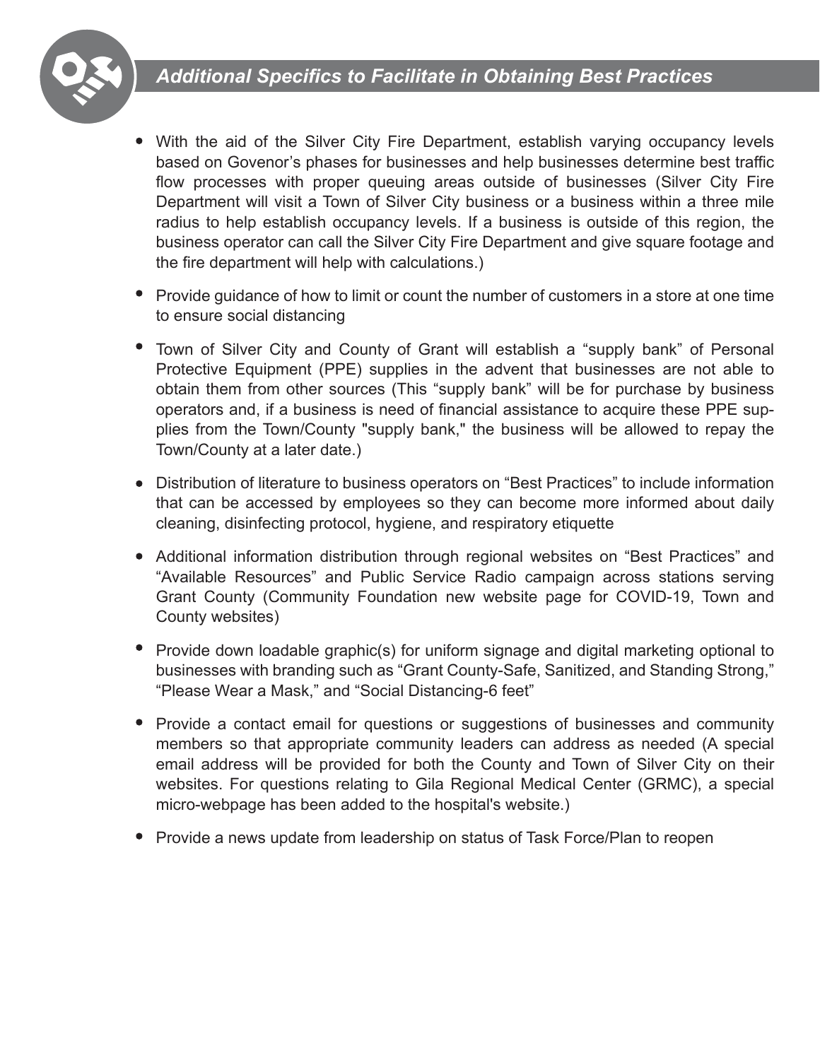## *Additional Specifics to Facilitate in Obtaining Best Practices*

- With the aid of the Silver City Fire Department, establish varying occupancy levels based on Govenor's phases for businesses and help businesses determine best traffic flow processes with proper queuing areas outside of businesses (Silver City Fire Department will visit a Town of Silver City business or a business within a three mile radius to help establish occupancy levels. If a business is outside of this region, the business operator can call the Silver City Fire Department and give square footage and the fire department will help with calculations.)
- Provide guidance of how to limit or count the number of customers in a store at one time to ensure social distancing
- Town of Silver City and County of Grant will establish a "supply bank" of Personal Protective Equipment (PPE) supplies in the advent that businesses are not able to obtain them from other sources (This "supply bank" will be for purchase by business operators and, if a business is need of financial assistance to acquire these PPE supplies from the Town/County "supply bank," the business will be allowed to repay the Town/County at a later date.)
- Distribution of literature to business operators on "Best Practices" to include information that can be accessed by employees so they can become more informed about daily cleaning, disinfecting protocol, hygiene, and respiratory etiquette
- Additional information distribution through regional websites on "Best Practices" and "Available Resources" and Public Service Radio campaign across stations serving Grant County (Community Foundation new website page for COVID-19, Town and County websites)
- Provide down loadable graphic(s) for uniform signage and digital marketing optional to businesses with branding such as "Grant County-Safe, Sanitized, and Standing Strong," "Please Wear a Mask," and "Social Distancing-6 feet"
- Provide a contact email for questions or suggestions of businesses and community members so that appropriate community leaders can address as needed (A special email address will be provided for both the County and Town of Silver City on their websites. For questions relating to Gila Regional Medical Center (GRMC), a special micro-webpage has been added to the hospital's website.)
- Provide a news update from leadership on status of Task Force/Plan to reopen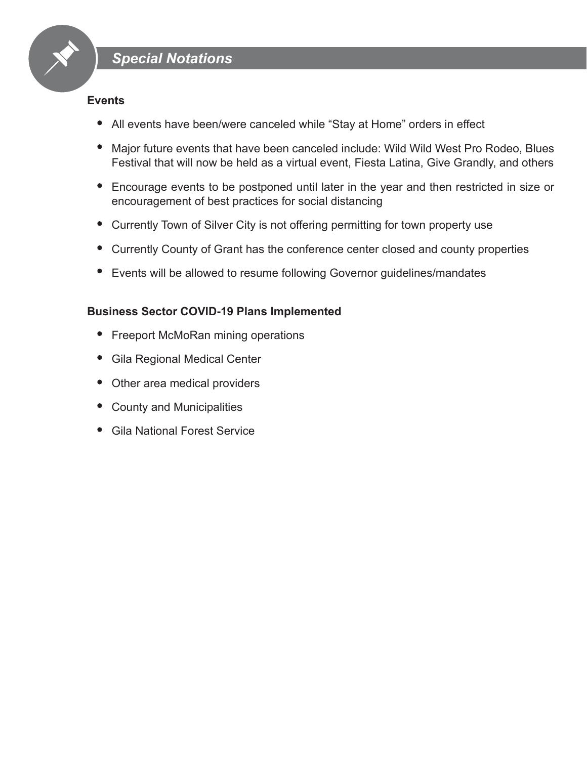## *Special Notations*

**Events**

- All events have been/were canceled while "Stay at Home" orders in effect
- Major future events that have been canceled include: Wild Wild West Pro Rodeo, Blues Festival that will now be held as a virtual event, Fiesta Latina, Give Grandly, and others
- Encourage events to be postponed until later in the year and then restricted in size or encouragement of best practices for social distancing
- Currently Town of Silver City is not offering permitting for town property use
- Currently County of Grant has the conference center closed and county properties
- Events will be allowed to resume following Governor guidelines/mandates

**Business Sector COVID-19 Plans Implemented**

- Freeport McMoRan mining operations
- Gila Regional Medical Center
- Other area medical providers
- County and Municipalities
- Gila National Forest Service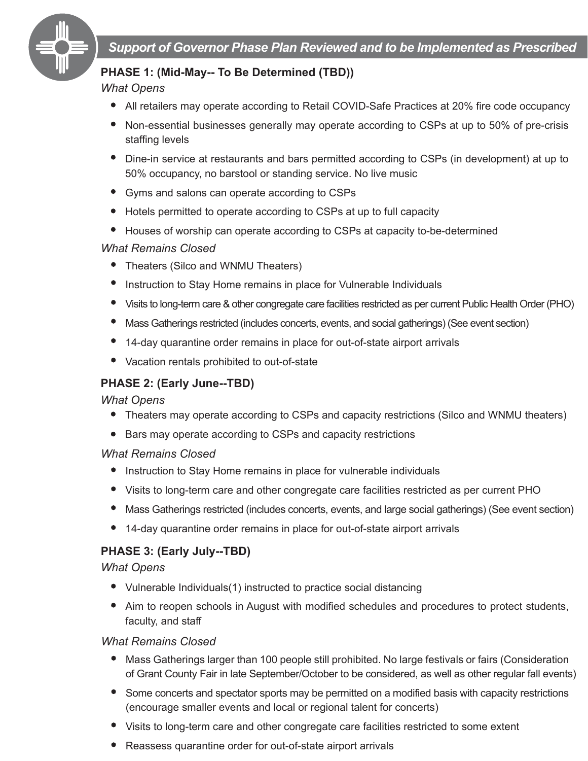## *Support of Governor Phase Plan Reviewed and to be Implemented as Prescribed*

**PHASE 1: (Mid-May-- To Be Determined (TBD))**

*What Opens*

- All retailers may operate according to Retail COVID-Safe Practices at 20% fire code occupancy
- Non-essential businesses generally may operate according to CSPs at up to 50% of pre-crisis staffing levels
- Dine-in service at restaurants and bars permitted according to CSPs (in development) at up to 50% occupancy, no barstool or standing service. No live music
- Gyms and salons can operate according to CSPs
- Hotels permitted to operate according to CSPs at up to full capacity
- Houses of worship can operate according to CSPs at capacity to-be-determined

*What Remains Closed*

- Theaters (Silco and WNMU Theaters)
- Instruction to Stay Home remains in place for Vulnerable Individuals
- Visits to long-term care & other congregate care facilities restricted as per current Public Health Order (PHO)
- Mass Gatherings restricted (includes concerts, events, and social gatherings) (See event section)
- 14-day quarantine order remains in place for out-of-state airport arrivals
- Vacation rentals prohibited to out-of-state

**PHASE 2: (Early June--TBD)**

*What Opens*

- Theaters may operate according to CSPs and capacity restrictions (Silco and WNMU theaters)
- Bars may operate according to CSPs and capacity restrictions

*What Remains Closed*

- Instruction to Stay Home remains in place for vulnerable individuals
- Visits to long-term care and other congregate care facilities restricted as per current PHO
- Mass Gatherings restricted (includes concerts, events, and large social gatherings) (See event section)
- 14-day quarantine order remains in place for out-of-state airport arrivals

**PHASE 3: (Early July--TBD)**

*What Opens*

- Vulnerable Individuals(1) instructed to practice social distancing
- Aim to reopen schools in August with modified schedules and procedures to protect students, faculty, and staff

*What Remains Closed*

- Mass Gatherings larger than 100 people still prohibited. No large festivals or fairs (Consideration of Grant County Fair in late September/October to be considered, as well as other regular fall events)
- Some concerts and spectator sports may be permitted on a modified basis with capacity restrictions (encourage smaller events and local or regional talent for concerts)
- Visits to long-term care and other congregate care facilities restricted to some extent
- Reassess quarantine order for out-of-state airport arrivals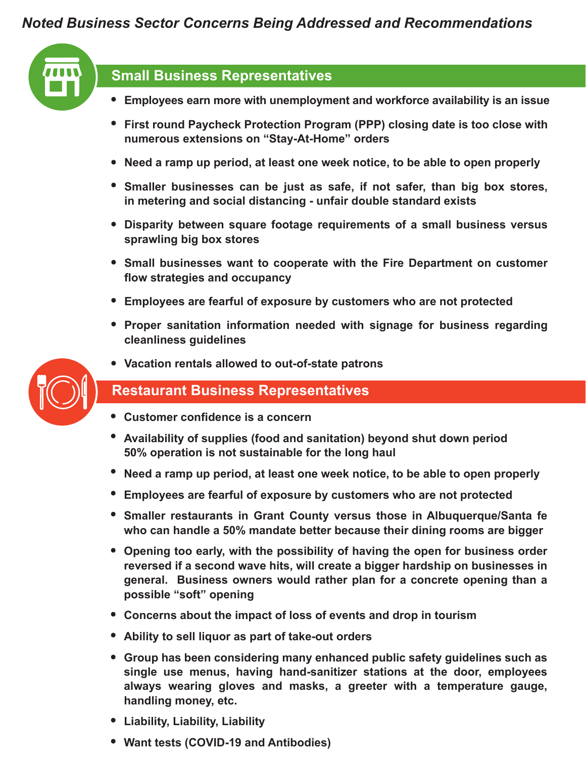*Noted Business Sector Concerns Being Addressed and Recommendations*

## Small Business Representatives

- **Employees earn more with unemployment and workforce availability is an issue**
- **First round Paycheck Protection Program (PPP) closing date is too close with numerous extensions on "Stay-At-Home" orders**
- **Need a ramp up period, at least one week notice, to be able to open properly**
- **Smaller businesses can be just as safe, if not safer, than big box stores, in metering and social distancing - unfair double standard exists**
- **Disparity between square footage requirements of a small business versus sprawling big box stores**
- **Small businesses want to cooperate with the Fire Department on customer flow strategies and occupancy**
- **Employees are fearful of exposure by customers who are not protected**
- **Proper sanitation information needed with signage for business regarding cleanliness guidelines**
- **Vacation rentals allowed to out-of-state patrons**

## Restaurant Business Representatives

- **Customer confidence is a concern**
- **Availability of supplies (food and sanitation) beyond shut down period 50% operation is not sustainable for the long haul**
- **Need a ramp up period, at least one week notice, to be able to open properly**
- **Employees are fearful of exposure by customers who are not protected**
- **Smaller restaurants in Grant County versus those in Albuquerque/Santa fe who can handle a 50% mandate better because their dining rooms are bigger**
- **Opening too early, with the possibility of having the open for business order reversed if a second wave hits, will create a bigger hardship on businesses in general. Business owners would rather plan for a concrete opening than a possible "soft" opening**
- **Concerns about the impact of loss of events and drop in tourism**
- **Ability to sell liquor as part of take-out orders**
- **Group has been considering many enhanced public safety guidelines such as single use menus, having hand-sanitizer stations at the door, employees always wearing gloves and masks, a greeter with a temperature gauge, handling money, etc.**
- **Liability, Liability, Liability**
- **Want tests (COVID-19 and Antibodies)**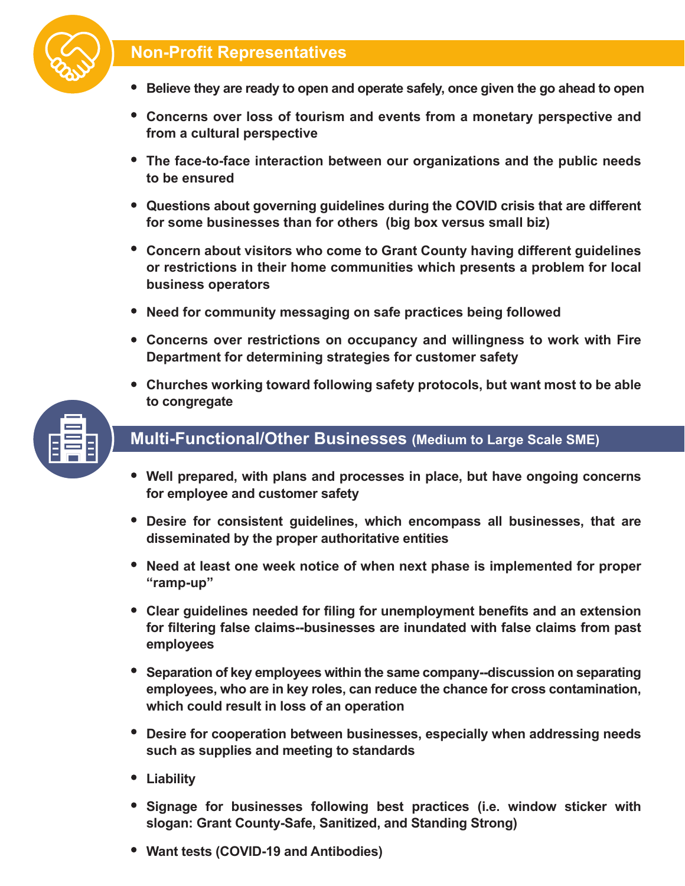## Non-Profit Representatives

- **Believe they are ready to open and operate safely, once given the go ahead to open**
- **Concerns over loss of tourism and events from a monetary perspective and from a cultural perspective**
- **The face-to-face interaction between our organizations and the public needs to be ensured**
- **Questions about governing guidelines during the COVID crisis that are different for some businesses than for others (big box versus small biz)**
- **Concern about visitors who come to Grant County having different guidelines or restrictions in their home communities which presents a problem for local business operators**
- **Need for community messaging on safe practices being followed**
- **Concerns over restrictions on occupancy and willingness to work with Fire Department for determining strategies for customer safety**
- **Churches working toward following safety protocols, but want most to be able to congregate**

## Multi-Functional/Other Businesses (Medium to Large Scale SME)

- **Well prepared, with plans and processes in place, but have ongoing concerns for employee and customer safety**
- **Desire for consistent guidelines, which encompass all businesses, that are disseminated by the proper authoritative entities**
- **Need at least one week notice of when next phase is implemented for proper "ramp-up"**
- **Clear guidelines needed for filing for unemployment benefits and an extension for filtering false claims--businesses are inundated with false claims from past employees**
- **Separation of key employees within the same company--discussion on separating employees, who are in key roles, can reduce the chance for cross contamination, which could result in loss of an operation**
- **Desire for cooperation between businesses, especially when addressing needs such as supplies and meeting to standards**
- **Liability**
- **Signage for businesses following best practices (i.e. window sticker with slogan: Grant County-Safe, Sanitized, and Standing Strong)**
- **Want tests (COVID-19 and Antibodies)**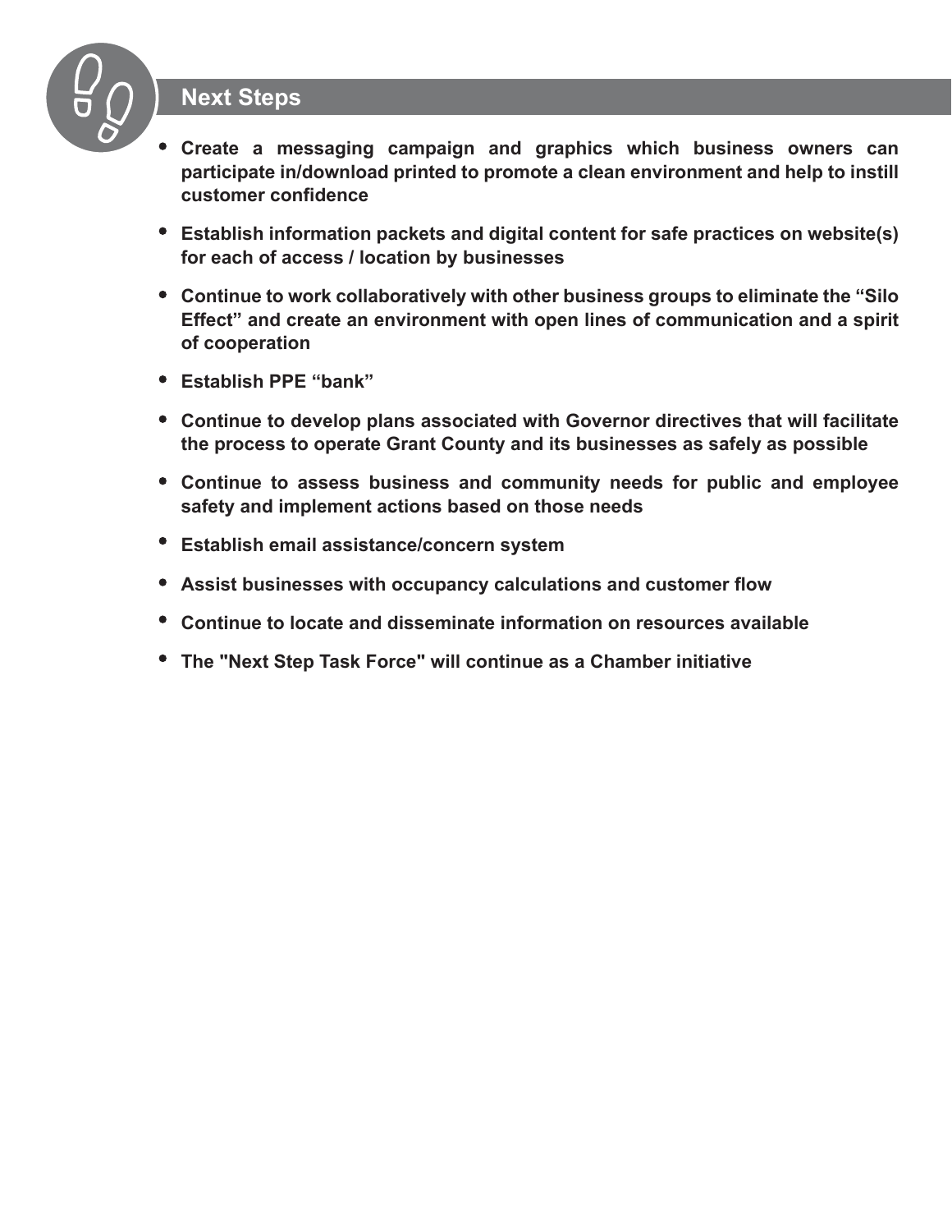## Next Steps

- **Create a messaging campaign and graphics which business owners can participate in/download printed to promote a clean environment and help to instill customer confidence**
- **Establish information packets and digital content for safe practices on website(s) for each of access / location by businesses**
- **Continue to work collaboratively with other business groups to eliminate the "Silo Effect" and create an environment with open lines of communication and a spirit of cooperation**
- **Establish PPE "bank"**
- **Continue to develop plans associated with Governor directives that will facilitate the process to operate Grant County and its businesses as safely as possible**
- **Continue to assess business and community needs for public and employee safety and implement actions based on those needs**
- **Establish email assistance/concern system**
- **Assist businesses with occupancy calculations and customer flow**
- **Continue to locate and disseminate information on resources available**
- **The "Next Step Task Force" will continue as a Chamber initiative**